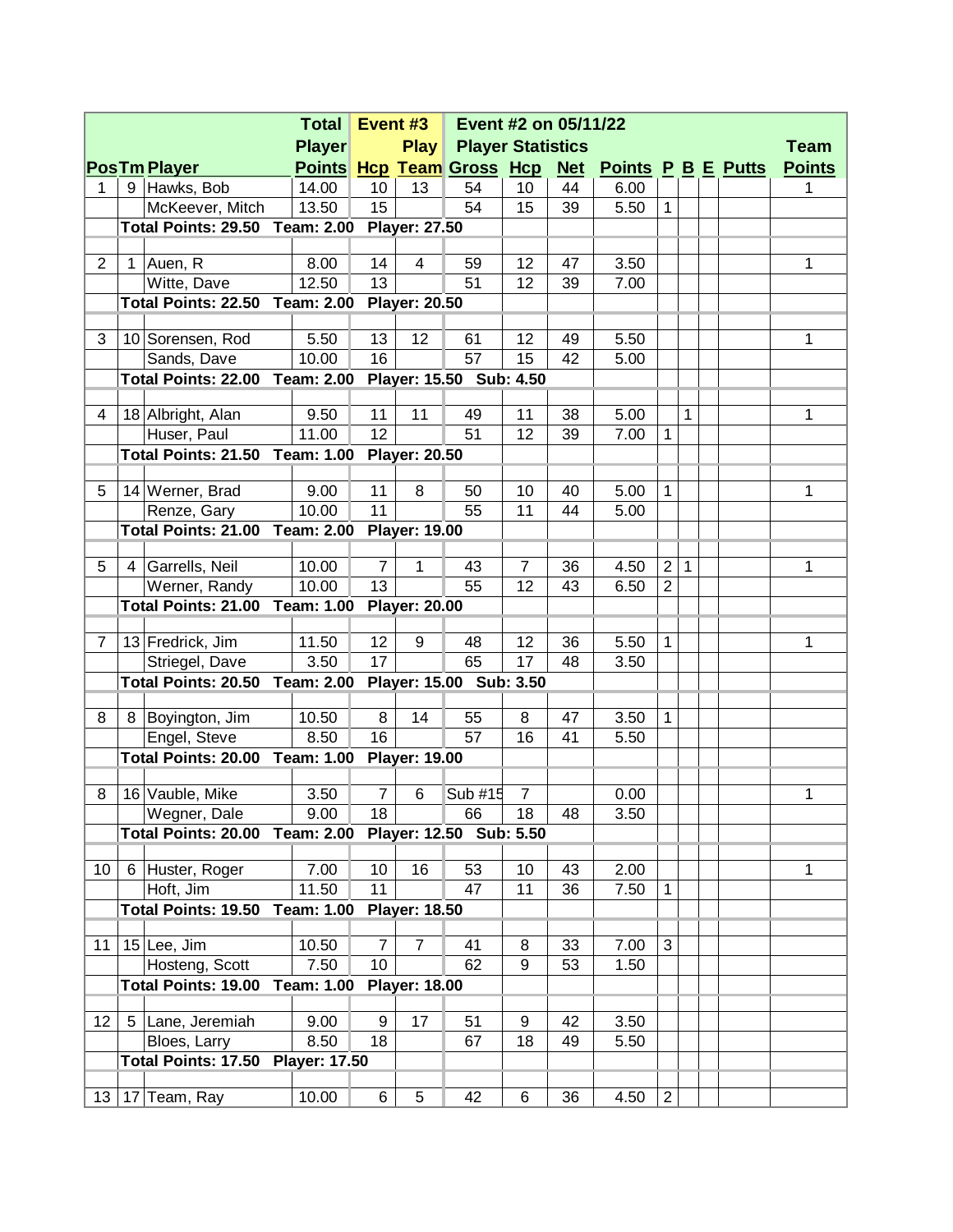| Pos | Tm | Player | Total Player Points | Event #3 Hcp | Play Team | Gross | Hcp | Net | Points | P | B | E | Putts | Team Points |
|---|---|---|---|---|---|---|---|---|---|---|---|---|---|---|
| | | | | | | Event #2 on 05/11/22 Player Statistics | | | | | | | | |
| 1 | 9 | Hawks, Bob | 14.00 | 10 | 13 | 54 | 10 | 44 | 6.00 | | | | | 1 |
| | | McKeever, Mitch | 13.50 | 15 | | 54 | 15 | 39 | 5.50 | 1 | | | | |
| | | Total Points: 29.50 | Team: 2.00 | Player: 27.50 | | | | | | | | | | |
| 2 | 1 | Auen, R | 8.00 | 14 | 4 | 59 | 12 | 47 | 3.50 | | | | | 1 |
| | | Witte, Dave | 12.50 | 13 | | 51 | 12 | 39 | 7.00 | | | | | |
| | | Total Points: 22.50 | Team: 2.00 | Player: 20.50 | | | | | | | | | | |
| 3 | 10 | Sorensen, Rod | 5.50 | 13 | 12 | 61 | 12 | 49 | 5.50 | | | | | 1 |
| | | Sands, Dave | 10.00 | 16 | | 57 | 15 | 42 | 5.00 | | | | | |
| | | Total Points: 22.00 | Team: 2.00 | Player: 15.50 | | Sub: 4.50 | | | | | | | | |
| 4 | 18 | Albright, Alan | 9.50 | 11 | 11 | 49 | 11 | 38 | 5.00 | | 1 | | | 1 |
| | | Huser, Paul | 11.00 | 12 | | 51 | 12 | 39 | 7.00 | 1 | | | | |
| | | Total Points: 21.50 | Team: 1.00 | Player: 20.50 | | | | | | | | | | |
| 5 | 14 | Werner, Brad | 9.00 | 11 | 8 | 50 | 10 | 40 | 5.00 | 1 | | | | 1 |
| | | Renze, Gary | 10.00 | 11 | | 55 | 11 | 44 | 5.00 | | | | | |
| | | Total Points: 21.00 | Team: 2.00 | Player: 19.00 | | | | | | | | | | |
| 5 | 4 | Garrells, Neil | 10.00 | 7 | 1 | 43 | 7 | 36 | 4.50 | 2 | 1 | | | 1 |
| | | Werner, Randy | 10.00 | 13 | | 55 | 12 | 43 | 6.50 | 2 | | | | |
| | | Total Points: 21.00 | Team: 1.00 | Player: 20.00 | | | | | | | | | | |
| 7 | 13 | Fredrick, Jim | 11.50 | 12 | 9 | 48 | 12 | 36 | 5.50 | 1 | | | | 1 |
| | | Striegel, Dave | 3.50 | 17 | | 65 | 17 | 48 | 3.50 | | | | | |
| | | Total Points: 20.50 | Team: 2.00 | Player: 15.00 | | Sub: 3.50 | | | | | | | | |
| 8 | 8 | Boyington, Jim | 10.50 | 8 | 14 | 55 | 8 | 47 | 3.50 | 1 | | | | |
| | | Engel, Steve | 8.50 | 16 | | 57 | 16 | 41 | 5.50 | | | | | |
| | | Total Points: 20.00 | Team: 1.00 | Player: 19.00 | | | | | | | | | | |
| 8 | 16 | Vauble, Mike | 3.50 | 7 | 6 | Sub #15 | 7 | | 0.00 | | | | | 1 |
| | | Wegner, Dale | 9.00 | 18 | | 66 | 18 | 48 | 3.50 | | | | | |
| | | Total Points: 20.00 | Team: 2.00 | Player: 12.50 | | Sub: 5.50 | | | | | | | | |
| 10 | 6 | Huster, Roger | 7.00 | 10 | 16 | 53 | 10 | 43 | 2.00 | | | | | 1 |
| | | Hoft, Jim | 11.50 | 11 | | 47 | 11 | 36 | 7.50 | 1 | | | | |
| | | Total Points: 19.50 | Team: 1.00 | Player: 18.50 | | | | | | | | | | |
| 11 | 15 | Lee, Jim | 10.50 | 7 | 7 | 41 | 8 | 33 | 7.00 | 3 | | | | |
| | | Hosteng, Scott | 7.50 | 10 | | 62 | 9 | 53 | 1.50 | | | | | |
| | | Total Points: 19.00 | Team: 1.00 | Player: 18.00 | | | | | | | | | | |
| 12 | 5 | Lane, Jeremiah | 9.00 | 9 | 17 | 51 | 9 | 42 | 3.50 | | | | | |
| | | Bloes, Larry | 8.50 | 18 | | 67 | 18 | 49 | 5.50 | | | | | |
| | | Total Points: 17.50 | Player: 17.50 | | | | | | | | | | | |
| 13 | 17 | Team, Ray | 10.00 | 6 | 5 | 42 | 6 | 36 | 4.50 | 2 | | | | |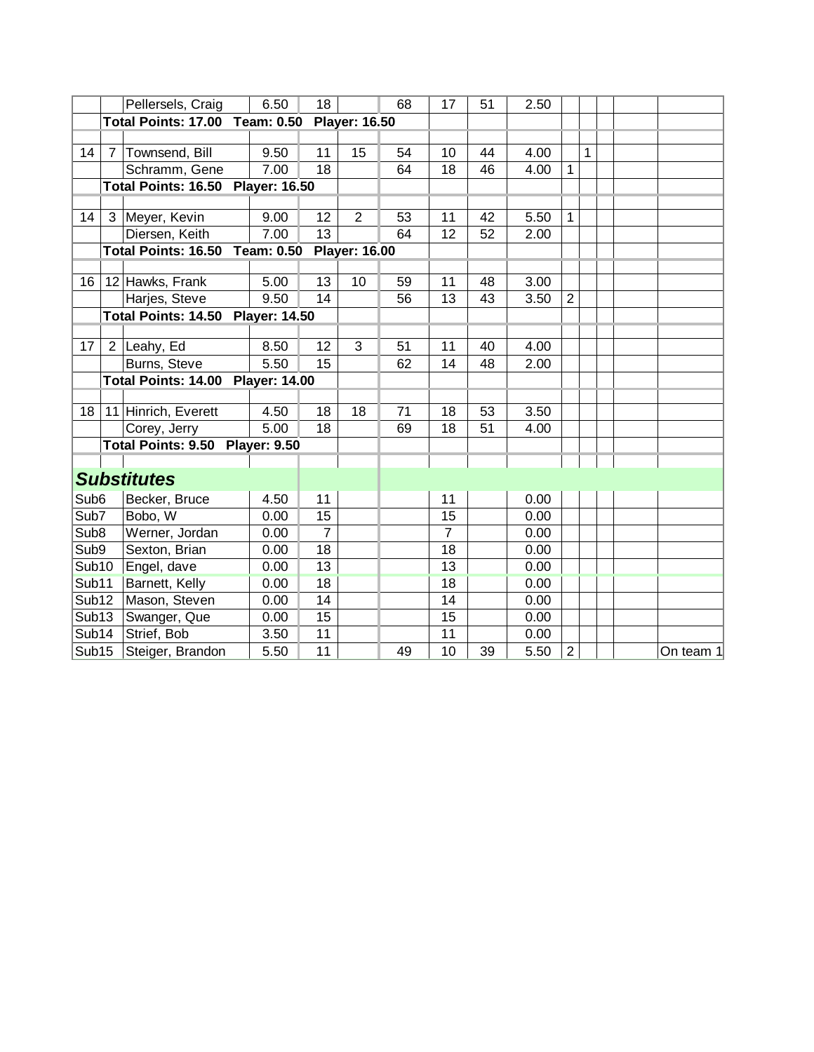| | | | | | | | | | | | | | | |
|---|---|---|---|---|---|---|---|---|---|---|---|---|---|---|
| | | Pellersels, Craig | 6.50 | 18 | | 68 | 17 | 51 | 2.50 | | | | | |
| | Total Points: 17.00 Team: 0.50 Player: 16.50 | | | | | | | | | | | | | |
| | | | | | | | | | | | | | | |
| 14 | 7 | Townsend, Bill | 9.50 | 11 | 15 | 54 | 10 | 44 | 4.00 | | 1 | | | |
| | | Schramm, Gene | 7.00 | 18 | | 64 | 18 | 46 | 4.00 | 1 | | | | |
| | Total Points: 16.50 Player: 16.50 | | | | | | | | | | | | | |
| | | | | | | | | | | | | | | |
| 14 | 3 | Meyer, Kevin | 9.00 | 12 | 2 | 53 | 11 | 42 | 5.50 | 1 | | | | |
| | | Diersen, Keith | 7.00 | 13 | | 64 | 12 | 52 | 2.00 | | | | | |
| | Total Points: 16.50 Team: 0.50 Player: 16.00 | | | | | | | | | | | | | |
| | | | | | | | | | | | | | | |
| 16 | 12 | Hawks, Frank | 5.00 | 13 | 10 | 59 | 11 | 48 | 3.00 | | | | | |
| | | Harjes, Steve | 9.50 | 14 | | 56 | 13 | 43 | 3.50 | 2 | | | | |
| | Total Points: 14.50 Player: 14.50 | | | | | | | | | | | | | |
| | | | | | | | | | | | | | | |
| 17 | 2 | Leahy, Ed | 8.50 | 12 | 3 | 51 | 11 | 40 | 4.00 | | | | | |
| | | Burns, Steve | 5.50 | 15 | | 62 | 14 | 48 | 2.00 | | | | | |
| | Total Points: 14.00 Player: 14.00 | | | | | | | | | | | | | |
| | | | | | | | | | | | | | | |
| 18 | 11 | Hinrich, Everett | 4.50 | 18 | 18 | 71 | 18 | 53 | 3.50 | | | | | |
| | | Corey, Jerry | 5.00 | 18 | | 69 | 18 | 51 | 4.00 | | | | | |
| | Total Points: 9.50 Player: 9.50 | | | | | | | | | | | | | |
| | | | | | | | | | | | | | | |
| ***Substitutes*** | | | | | | | | | | | | | | |
| Sub6 | | Becker, Bruce | 4.50 | 11 | | | 11 | | 0.00 | | | | | |
| Sub7 | | Bobo, W | 0.00 | 15 | | | 15 | | 0.00 | | | | | |
| Sub8 | | Werner, Jordan | 0.00 | 7 | | | 7 | | 0.00 | | | | | |
| Sub9 | | Sexton, Brian | 0.00 | 18 | | | 18 | | 0.00 | | | | | |
| Sub10 | | Engel, dave | 0.00 | 13 | | | 13 | | 0.00 | | | | | |
| Sub11 | | Barnett, Kelly | 0.00 | 18 | | | 18 | | 0.00 | | | | | |
| Sub12 | | Mason, Steven | 0.00 | 14 | | | 14 | | 0.00 | | | | | |
| Sub13 | | Swanger, Que | 0.00 | 15 | | | 15 | | 0.00 | | | | | |
| Sub14 | | Strief, Bob | 3.50 | 11 | | | 11 | | 0.00 | | | | | |
| Sub15 | | Steiger, Brandon | 5.50 | 11 | | 49 | 10 | 39 | 5.50 | 2 | | | | On team 1 |